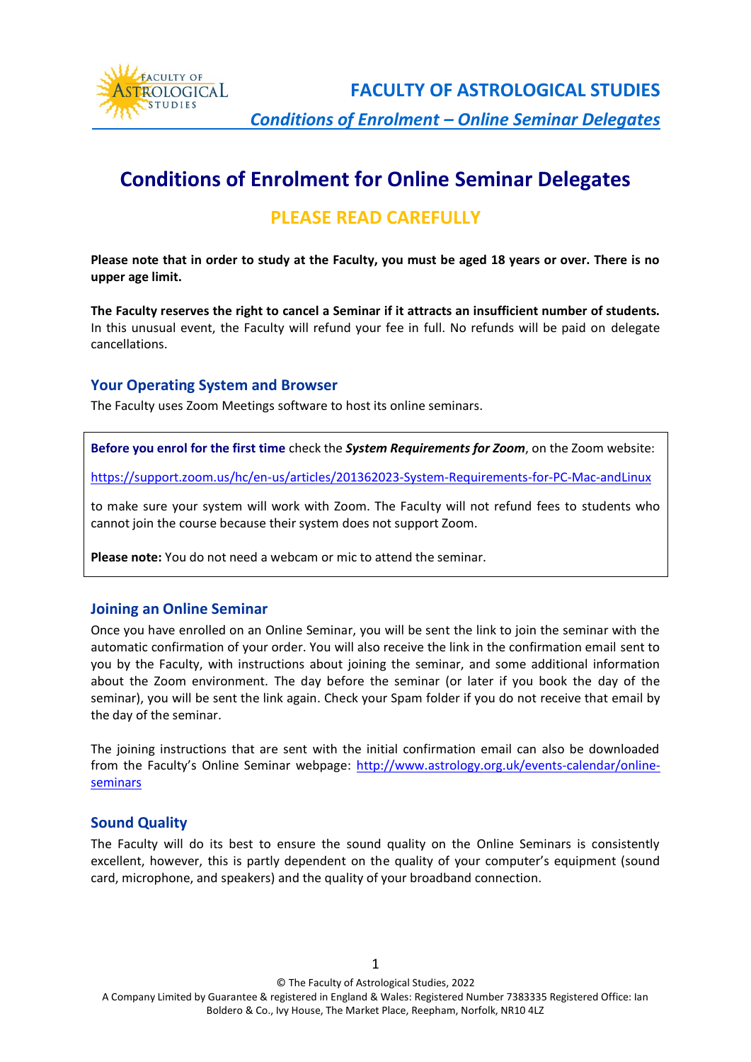# Conditions of Enrolment for Online Seminar Delegates

## PLEASE READ CAREFULLY

**Please note that in order to study at the Faculty, you must be aged 18 years or over. There is no upper age limit.**

**The Faculty reserves the right to cancel a Seminar if it attracts an insufficient number of students.** In this unusual event, the Faculty will refund your fee in full. No refunds will be paid on delegate cancellations.

### Your Operating System and Browser

The Faculty uses Zoom Meetings software to host its online seminars.

**Before you enrol for the first time** check the ***System Requirements for Zoom***, on the Zoom website:

https://support.zoom.us/hc/en-us/articles/201362023-System-Requirements-for-PC-Mac-andLinux

to make sure your system will work with Zoom. The Faculty will not refund fees to students who cannot join the course because their system does not support Zoom.

**Please note:** You do not need a webcam or mic to attend the seminar.

### Joining an Online Seminar

Once you have enrolled on an Online Seminar, you will be sent the link to join the seminar with the automatic confirmation of your order. You will also receive the link in the confirmation email sent to you by the Faculty, with instructions about joining the seminar, and some additional information about the Zoom environment. The day before the seminar (or later if you book the day of the seminar), you will be sent the link again. Check your Spam folder if you do not receive that email by the day of the seminar.

The joining instructions that are sent with the initial confirmation email can also be downloaded from the Faculty's Online Seminar webpage: http://www.astrology.org.uk/events-calendar/online-seminars

### Sound Quality

The Faculty will do its best to ensure the sound quality on the Online Seminars is consistently excellent, however, this is partly dependent on the quality of your computer's equipment (sound card, microphone, and speakers) and the quality of your broadband connection.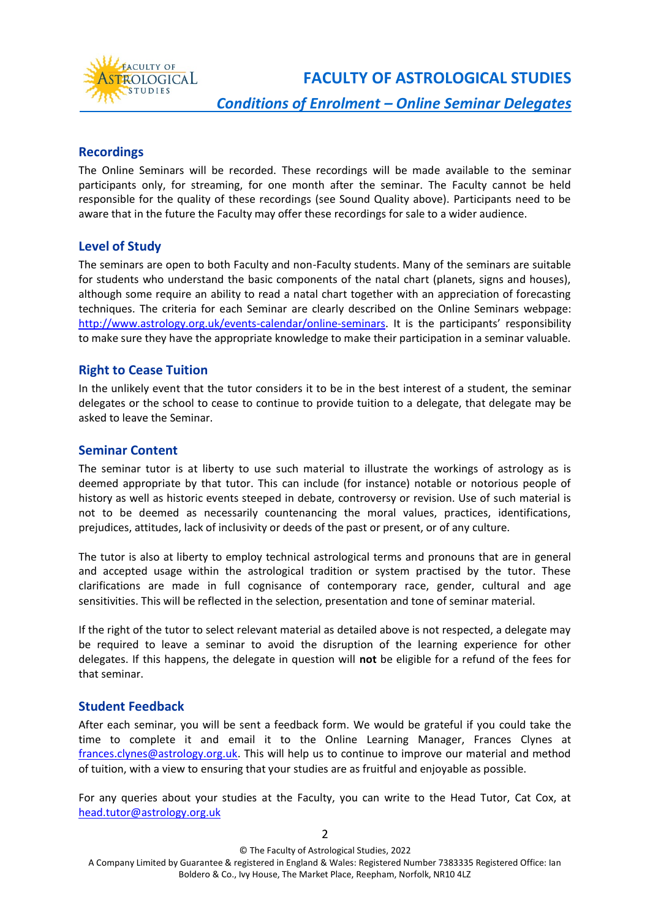## Recordings

The Online Seminars will be recorded. These recordings will be made available to the seminar participants only, for streaming, for one month after the seminar. The Faculty cannot be held responsible for the quality of these recordings (see Sound Quality above). Participants need to be aware that in the future the Faculty may offer these recordings for sale to a wider audience.

## Level of Study

The seminars are open to both Faculty and non-Faculty students. Many of the seminars are suitable for students who understand the basic components of the natal chart (planets, signs and houses), although some require an ability to read a natal chart together with an appreciation of forecasting techniques. The criteria for each Seminar are clearly described on the Online Seminars webpage: [http://www.astrology.org.uk/events-calendar/online-seminars](http://www.astrology.org.uk/events-calendar/online-seminars). It is the participants' responsibility to make sure they have the appropriate knowledge to make their participation in a seminar valuable.

## Right to Cease Tuition

In the unlikely event that the tutor considers it to be in the best interest of a student, the seminar delegates or the school to cease to continue to provide tuition to a delegate, that delegate may be asked to leave the Seminar.

## Seminar Content

The seminar tutor is at liberty to use such material to illustrate the workings of astrology as is deemed appropriate by that tutor. This can include (for instance) notable or notorious people of history as well as historic events steeped in debate, controversy or revision. Use of such material is not to be deemed as necessarily countenancing the moral values, practices, identifications, prejudices, attitudes, lack of inclusivity or deeds of the past or present, or of any culture.

The tutor is also at liberty to employ technical astrological terms and pronouns that are in general and accepted usage within the astrological tradition or system practised by the tutor. These clarifications are made in full cognisance of contemporary race, gender, cultural and age sensitivities. This will be reflected in the selection, presentation and tone of seminar material.

If the right of the tutor to select relevant material as detailed above is not respected, a delegate may be required to leave a seminar to avoid the disruption of the learning experience for other delegates. If this happens, the delegate in question will **not** be eligible for a refund of the fees for that seminar.

## Student Feedback

After each seminar, you will be sent a feedback form. We would be grateful if you could take the time to complete it and email it to the Online Learning Manager, Frances Clynes at [frances.clynes@astrology.org.uk](mailto:frances.clynes@astrology.org.uk). This will help us to continue to improve our material and method of tuition, with a view to ensuring that your studies are as fruitful and enjoyable as possible.

For any queries about your studies at the Faculty, you can write to the Head Tutor, Cat Cox, at [head.tutor@astrology.org.uk](mailto:head.tutor@astrology.org.uk)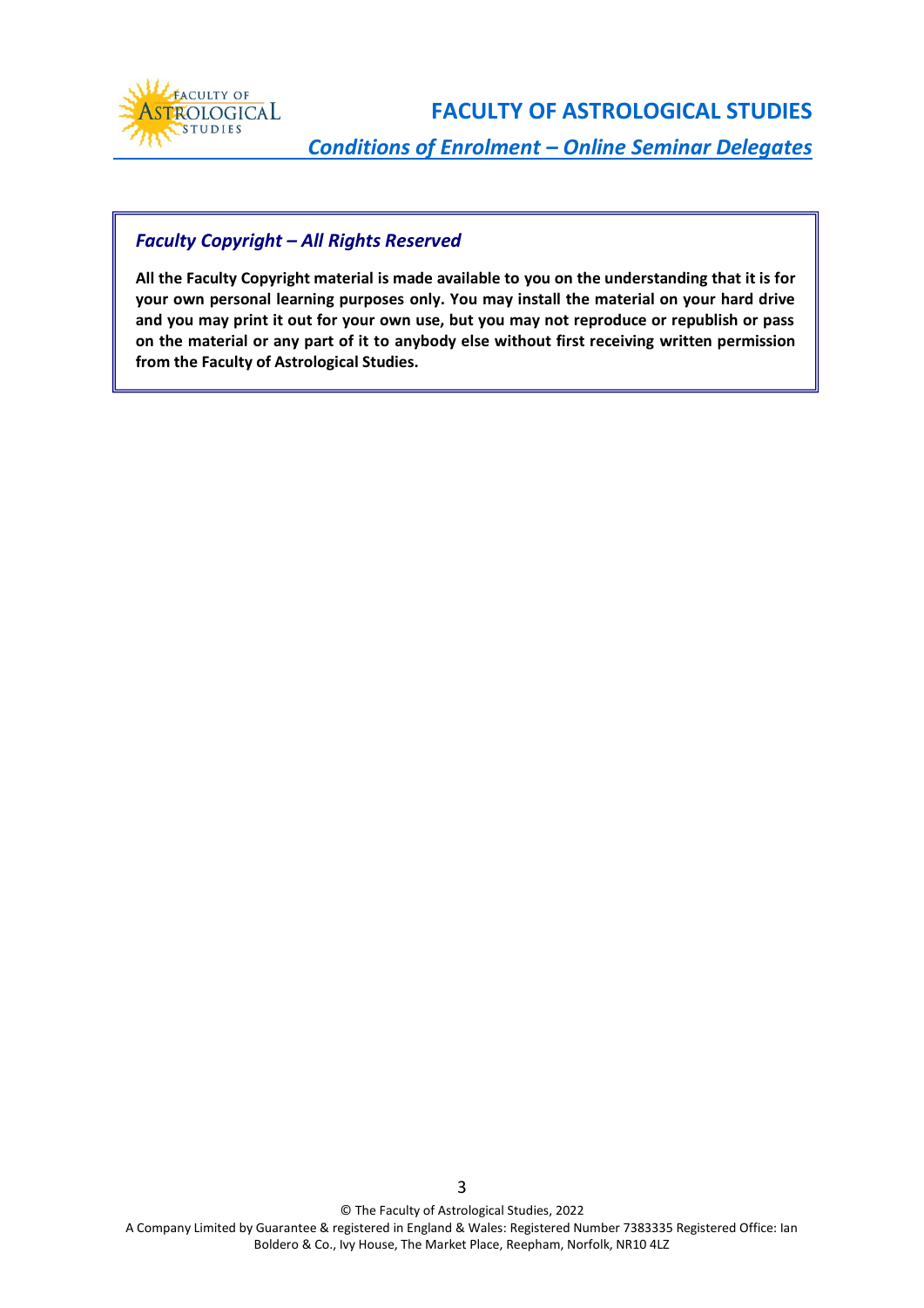### *Faculty Copyright – All Rights Reserved*

**All the Faculty Copyright material is made available to you on the understanding that it is for your own personal learning purposes only. You may install the material on your hard drive and you may print it out for your own use, but you may not reproduce or republish or pass on the material or any part of it to anybody else without first receiving written permission from the Faculty of Astrological Studies.**